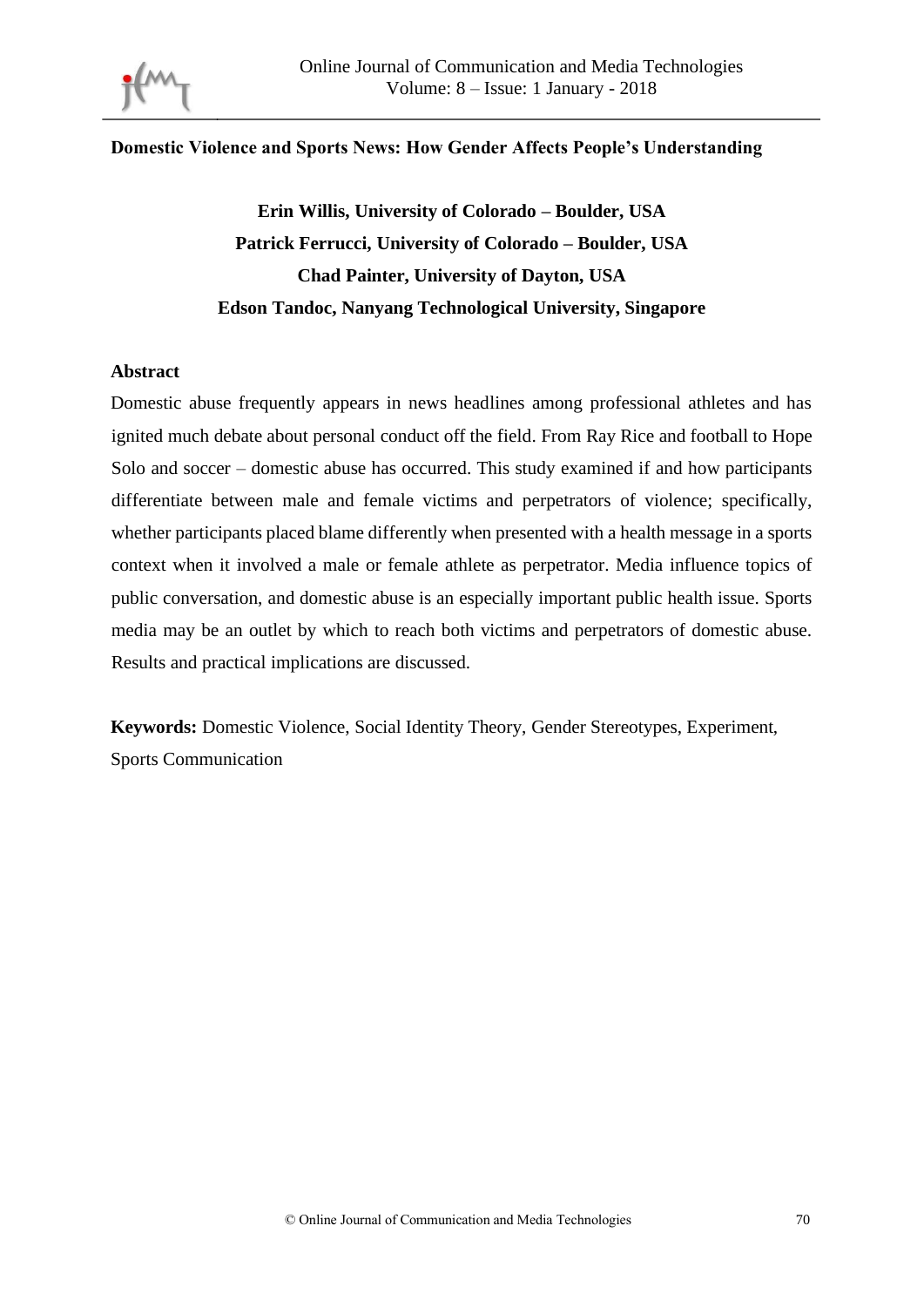# Domestic Violence and Sports News: How Gender Affects People's Understanding

**Erin Willis, University of Colorado – Boulder, USA**

**Patrick Ferrucci, University of Colorado – Boulder, USA**

**Chad Painter, University of Dayton, USA**

**Edson Tandoc, Nanyang Technological University, Singapore**

## Abstract

Domestic abuse frequently appears in news headlines among professional athletes and has ignited much debate about personal conduct off the field. From Ray Rice and football to Hope Solo and soccer – domestic abuse has occurred. This study examined if and how participants differentiate between male and female victims and perpetrators of violence; specifically, whether participants placed blame differently when presented with a health message in a sports context when it involved a male or female athlete as perpetrator. Media influence topics of public conversation, and domestic abuse is an especially important public health issue. Sports media may be an outlet by which to reach both victims and perpetrators of domestic abuse. Results and practical implications are discussed.

**Keywords:** Domestic Violence, Social Identity Theory, Gender Stereotypes, Experiment, Sports Communication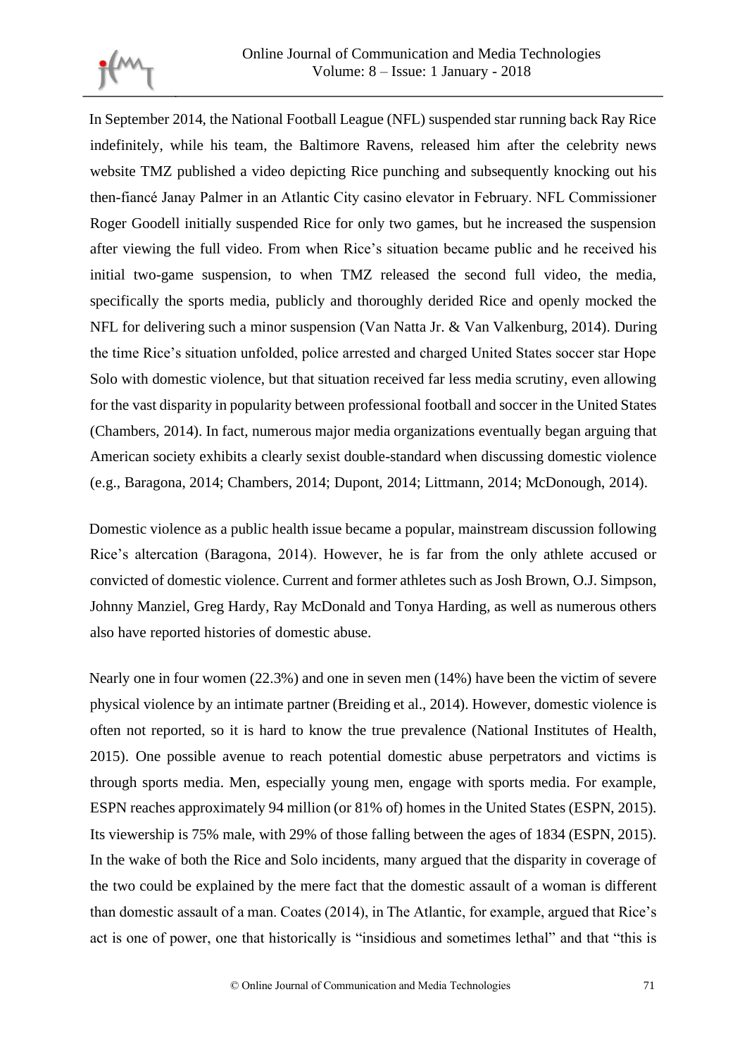In September 2014, the National Football League (NFL) suspended star running back Ray Rice indefinitely, while his team, the Baltimore Ravens, released him after the celebrity news website TMZ published a video depicting Rice punching and subsequently knocking out his then-fiancé Janay Palmer in an Atlantic City casino elevator in February. NFL Commissioner Roger Goodell initially suspended Rice for only two games, but he increased the suspension after viewing the full video. From when Rice's situation became public and he received his initial two-game suspension, to when TMZ released the second full video, the media, specifically the sports media, publicly and thoroughly derided Rice and openly mocked the NFL for delivering such a minor suspension (Van Natta Jr. & Van Valkenburg, 2014). During the time Rice's situation unfolded, police arrested and charged United States soccer star Hope Solo with domestic violence, but that situation received far less media scrutiny, even allowing for the vast disparity in popularity between professional football and soccer in the United States (Chambers, 2014). In fact, numerous major media organizations eventually began arguing that American society exhibits a clearly sexist double-standard when discussing domestic violence (e.g., Baragona, 2014; Chambers, 2014; Dupont, 2014; Littmann, 2014; McDonough, 2014).

Domestic violence as a public health issue became a popular, mainstream discussion following Rice's altercation (Baragona, 2014). However, he is far from the only athlete accused or convicted of domestic violence. Current and former athletes such as Josh Brown, O.J. Simpson, Johnny Manziel, Greg Hardy, Ray McDonald and Tonya Harding, as well as numerous others also have reported histories of domestic abuse.

Nearly one in four women (22.3%) and one in seven men (14%) have been the victim of severe physical violence by an intimate partner (Breiding et al., 2014). However, domestic violence is often not reported, so it is hard to know the true prevalence (National Institutes of Health, 2015). One possible avenue to reach potential domestic abuse perpetrators and victims is through sports media. Men, especially young men, engage with sports media. For example, ESPN reaches approximately 94 million (or 81% of) homes in the United States (ESPN, 2015). Its viewership is 75% male, with 29% of those falling between the ages of 1834 (ESPN, 2015). In the wake of both the Rice and Solo incidents, many argued that the disparity in coverage of the two could be explained by the mere fact that the domestic assault of a woman is different than domestic assault of a man. Coates (2014), in The Atlantic, for example, argued that Rice's act is one of power, one that historically is "insidious and sometimes lethal" and that "this is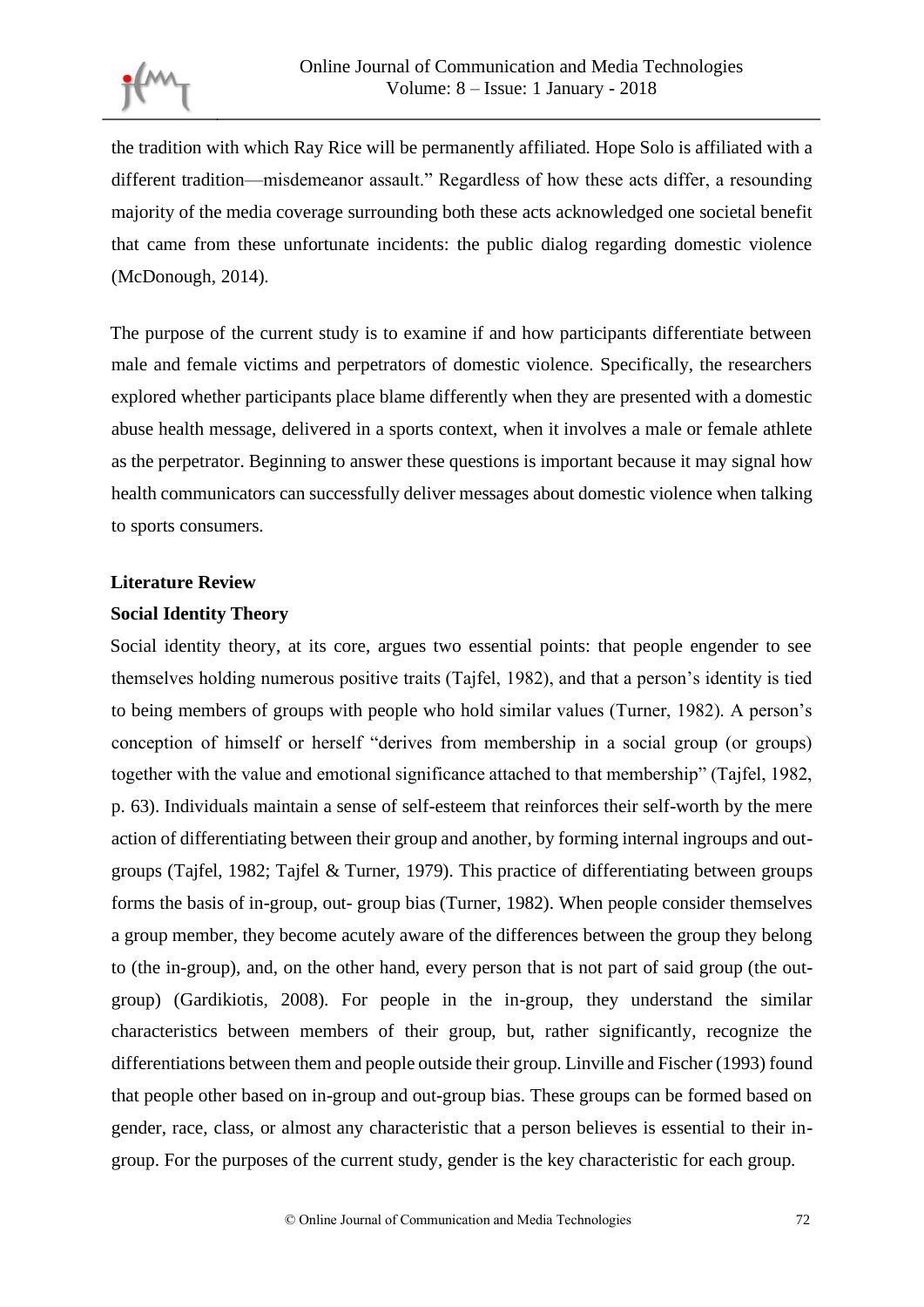the tradition with which Ray Rice will be permanently affiliated. Hope Solo is affiliated with a different tradition—misdemeanor assault." Regardless of how these acts differ, a resounding majority of the media coverage surrounding both these acts acknowledged one societal benefit that came from these unfortunate incidents: the public dialog regarding domestic violence (McDonough, 2014).

The purpose of the current study is to examine if and how participants differentiate between male and female victims and perpetrators of domestic violence. Specifically, the researchers explored whether participants place blame differently when they are presented with a domestic abuse health message, delivered in a sports context, when it involves a male or female athlete as the perpetrator. Beginning to answer these questions is important because it may signal how health communicators can successfully deliver messages about domestic violence when talking to sports consumers.

## Literature Review

### Social Identity Theory

Social identity theory, at its core, argues two essential points: that people engender to see themselves holding numerous positive traits (Tajfel, 1982), and that a person's identity is tied to being members of groups with people who hold similar values (Turner, 1982). A person's conception of himself or herself "derives from membership in a social group (or groups) together with the value and emotional significance attached to that membership" (Tajfel, 1982, p. 63). Individuals maintain a sense of self-esteem that reinforces their self-worth by the mere action of differentiating between their group and another, by forming internal ingroups and out-groups (Tajfel, 1982; Tajfel & Turner, 1979). This practice of differentiating between groups forms the basis of in-group, out- group bias (Turner, 1982). When people consider themselves a group member, they become acutely aware of the differences between the group they belong to (the in-group), and, on the other hand, every person that is not part of said group (the out-group) (Gardikiotis, 2008). For people in the in-group, they understand the similar characteristics between members of their group, but, rather significantly, recognize the differentiations between them and people outside their group. Linville and Fischer (1993) found that people other based on in-group and out-group bias. These groups can be formed based on gender, race, class, or almost any characteristic that a person believes is essential to their in-group. For the purposes of the current study, gender is the key characteristic for each group.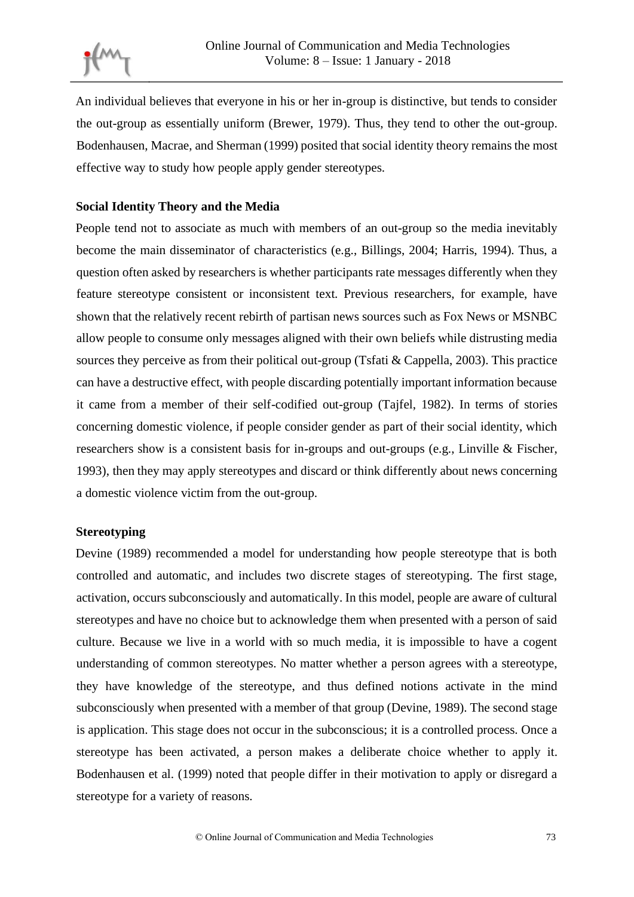An individual believes that everyone in his or her in-group is distinctive, but tends to consider the out-group as essentially uniform (Brewer, 1979). Thus, they tend to other the out-group. Bodenhausen, Macrae, and Sherman (1999) posited that social identity theory remains the most effective way to study how people apply gender stereotypes.

**Social Identity Theory and the Media**

People tend not to associate as much with members of an out-group so the media inevitably become the main disseminator of characteristics (e.g., Billings, 2004; Harris, 1994). Thus, a question often asked by researchers is whether participants rate messages differently when they feature stereotype consistent or inconsistent text. Previous researchers, for example, have shown that the relatively recent rebirth of partisan news sources such as Fox News or MSNBC allow people to consume only messages aligned with their own beliefs while distrusting media sources they perceive as from their political out-group (Tsfati & Cappella, 2003). This practice can have a destructive effect, with people discarding potentially important information because it came from a member of their self-codified out-group (Tajfel, 1982). In terms of stories concerning domestic violence, if people consider gender as part of their social identity, which researchers show is a consistent basis for in-groups and out-groups (e.g., Linville & Fischer, 1993), then they may apply stereotypes and discard or think differently about news concerning a domestic violence victim from the out-group.

**Stereotyping**

Devine (1989) recommended a model for understanding how people stereotype that is both controlled and automatic, and includes two discrete stages of stereotyping. The first stage, activation, occurs subconsciously and automatically. In this model, people are aware of cultural stereotypes and have no choice but to acknowledge them when presented with a person of said culture. Because we live in a world with so much media, it is impossible to have a cogent understanding of common stereotypes. No matter whether a person agrees with a stereotype, they have knowledge of the stereotype, and thus defined notions activate in the mind subconsciously when presented with a member of that group (Devine, 1989). The second stage is application. This stage does not occur in the subconscious; it is a controlled process. Once a stereotype has been activated, a person makes a deliberate choice whether to apply it. Bodenhausen et al. (1999) noted that people differ in their motivation to apply or disregard a stereotype for a variety of reasons.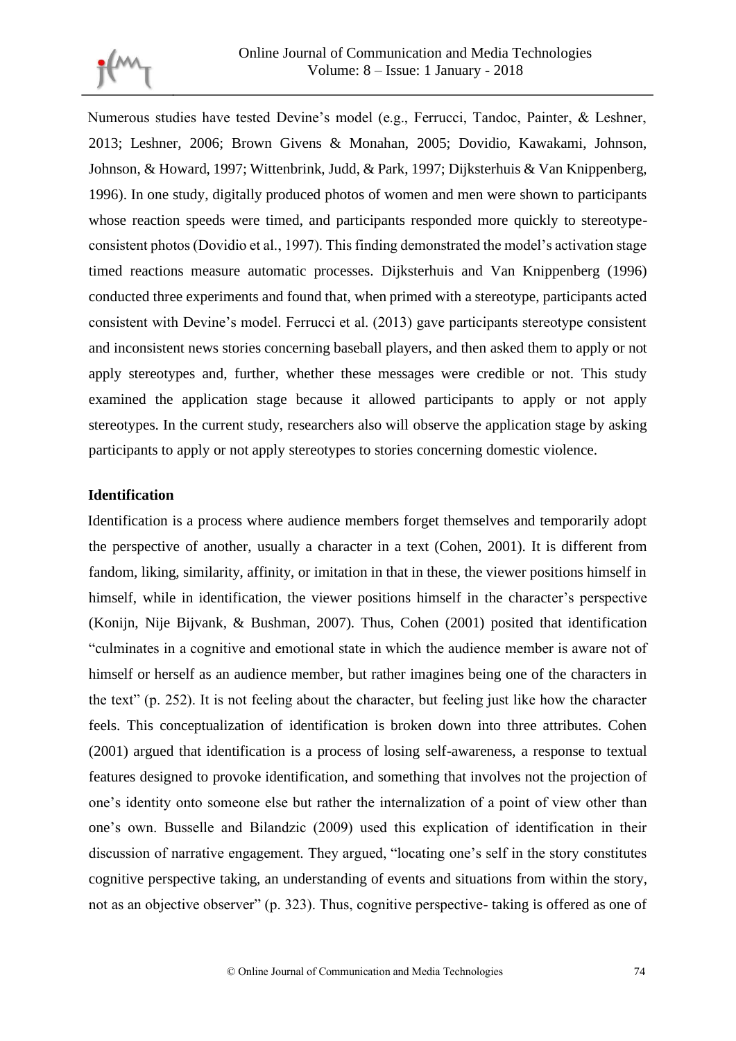Numerous studies have tested Devine's model (e.g., Ferrucci, Tandoc, Painter, & Leshner, 2013; Leshner, 2006; Brown Givens & Monahan, 2005; Dovidio, Kawakami, Johnson, Johnson, & Howard, 1997; Wittenbrink, Judd, & Park, 1997; Dijksterhuis & Van Knippenberg, 1996). In one study, digitally produced photos of women and men were shown to participants whose reaction speeds were timed, and participants responded more quickly to stereotype-consistent photos (Dovidio et al., 1997). This finding demonstrated the model's activation stage timed reactions measure automatic processes. Dijksterhuis and Van Knippenberg (1996) conducted three experiments and found that, when primed with a stereotype, participants acted consistent with Devine's model. Ferrucci et al. (2013) gave participants stereotype consistent and inconsistent news stories concerning baseball players, and then asked them to apply or not apply stereotypes and, further, whether these messages were credible or not. This study examined the application stage because it allowed participants to apply or not apply stereotypes. In the current study, researchers also will observe the application stage by asking participants to apply or not apply stereotypes to stories concerning domestic violence.

## Identification

Identification is a process where audience members forget themselves and temporarily adopt the perspective of another, usually a character in a text (Cohen, 2001). It is different from fandom, liking, similarity, affinity, or imitation in that in these, the viewer positions himself in himself, while in identification, the viewer positions himself in the character's perspective (Konijn, Nije Bijvank, & Bushman, 2007). Thus, Cohen (2001) posited that identification "culminates in a cognitive and emotional state in which the audience member is aware not of himself or herself as an audience member, but rather imagines being one of the characters in the text" (p. 252). It is not feeling about the character, but feeling just like how the character feels. This conceptualization of identification is broken down into three attributes. Cohen (2001) argued that identification is a process of losing self-awareness, a response to textual features designed to provoke identification, and something that involves not the projection of one's identity onto someone else but rather the internalization of a point of view other than one's own. Busselle and Bilandzic (2009) used this explication of identification in their discussion of narrative engagement. They argued, "locating one's self in the story constitutes cognitive perspective taking, an understanding of events and situations from within the story, not as an objective observer" (p. 323). Thus, cognitive perspective- taking is offered as one of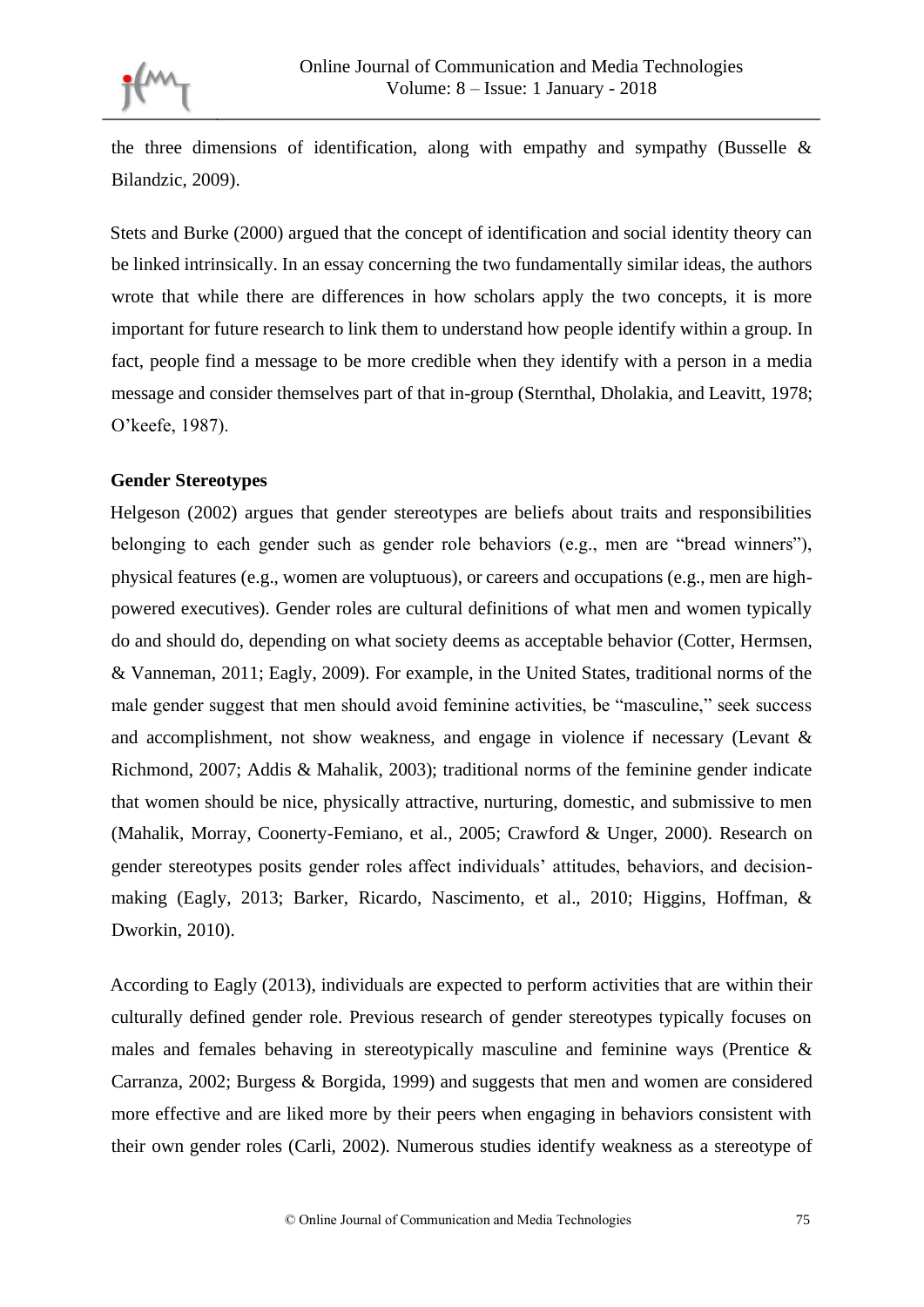the three dimensions of identification, along with empathy and sympathy (Busselle & Bilandzic, 2009).

Stets and Burke (2000) argued that the concept of identification and social identity theory can be linked intrinsically. In an essay concerning the two fundamentally similar ideas, the authors wrote that while there are differences in how scholars apply the two concepts, it is more important for future research to link them to understand how people identify within a group. In fact, people find a message to be more credible when they identify with a person in a media message and consider themselves part of that in-group (Sternthal, Dholakia, and Leavitt, 1978; O'keefe, 1987).

**Gender Stereotypes**

Helgeson (2002) argues that gender stereotypes are beliefs about traits and responsibilities belonging to each gender such as gender role behaviors (e.g., men are "bread winners"), physical features (e.g., women are voluptuous), or careers and occupations (e.g., men are high-powered executives). Gender roles are cultural definitions of what men and women typically do and should do, depending on what society deems as acceptable behavior (Cotter, Hermsen, & Vanneman, 2011; Eagly, 2009). For example, in the United States, traditional norms of the male gender suggest that men should avoid feminine activities, be "masculine," seek success and accomplishment, not show weakness, and engage in violence if necessary (Levant & Richmond, 2007; Addis & Mahalik, 2003); traditional norms of the feminine gender indicate that women should be nice, physically attractive, nurturing, domestic, and submissive to men (Mahalik, Morray, Coonerty-Femiano, et al., 2005; Crawford & Unger, 2000). Research on gender stereotypes posits gender roles affect individuals' attitudes, behaviors, and decision-making (Eagly, 2013; Barker, Ricardo, Nascimento, et al., 2010; Higgins, Hoffman, & Dworkin, 2010).

According to Eagly (2013), individuals are expected to perform activities that are within their culturally defined gender role. Previous research of gender stereotypes typically focuses on males and females behaving in stereotypically masculine and feminine ways (Prentice & Carranza, 2002; Burgess & Borgida, 1999) and suggests that men and women are considered more effective and are liked more by their peers when engaging in behaviors consistent with their own gender roles (Carli, 2002). Numerous studies identify weakness as a stereotype of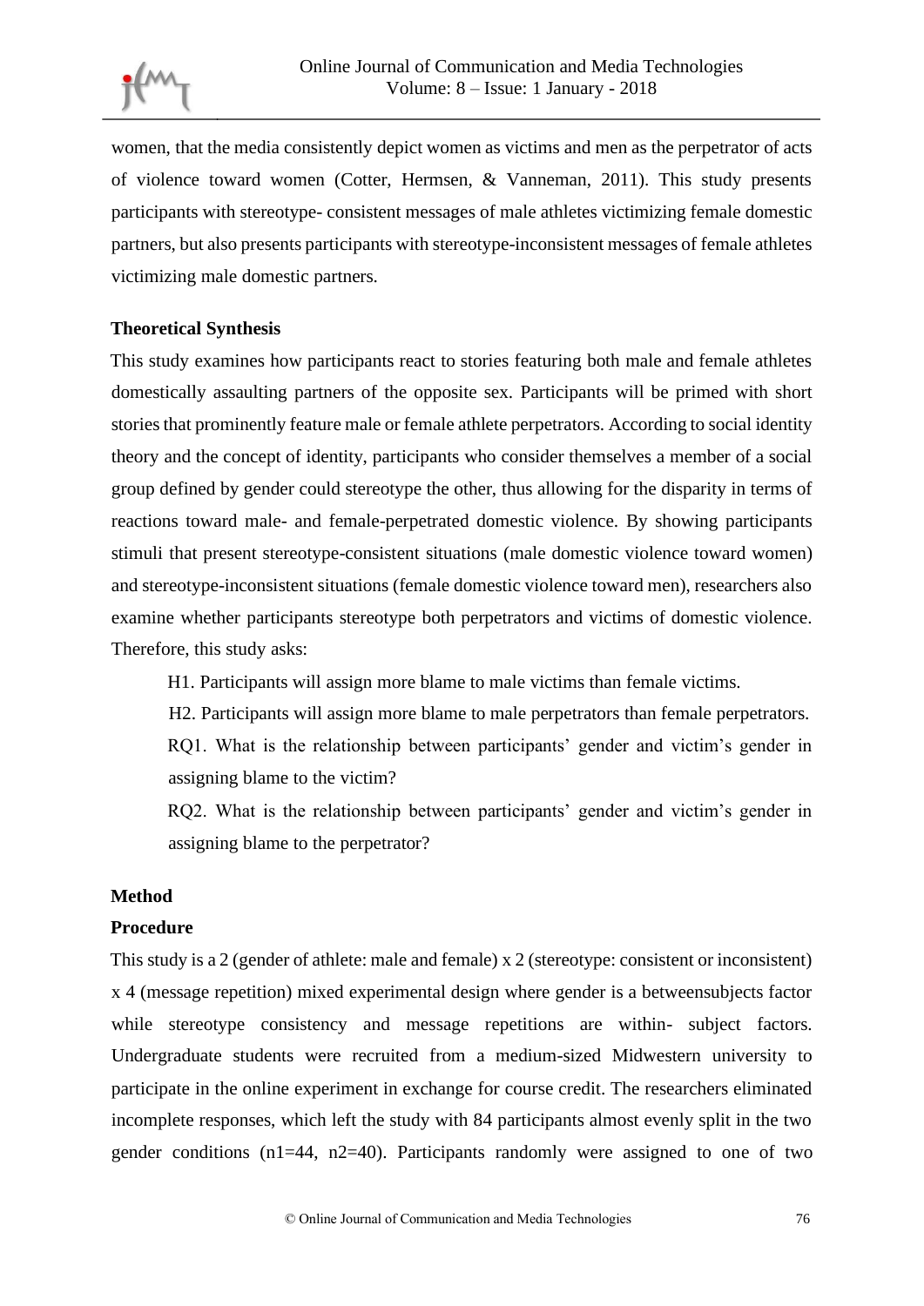women, that the media consistently depict women as victims and men as the perpetrator of acts of violence toward women (Cotter, Hermsen, & Vanneman, 2011). This study presents participants with stereotype- consistent messages of male athletes victimizing female domestic partners, but also presents participants with stereotype-inconsistent messages of female athletes victimizing male domestic partners.

**Theoretical Synthesis**

This study examines how participants react to stories featuring both male and female athletes domestically assaulting partners of the opposite sex. Participants will be primed with short stories that prominently feature male or female athlete perpetrators. According to social identity theory and the concept of identity, participants who consider themselves a member of a social group defined by gender could stereotype the other, thus allowing for the disparity in terms of reactions toward male- and female-perpetrated domestic violence. By showing participants stimuli that present stereotype-consistent situations (male domestic violence toward women) and stereotype-inconsistent situations (female domestic violence toward men), researchers also examine whether participants stereotype both perpetrators and victims of domestic violence. Therefore, this study asks:

H1. Participants will assign more blame to male victims than female victims.

H2. Participants will assign more blame to male perpetrators than female perpetrators.

RQ1. What is the relationship between participants' gender and victim's gender in assigning blame to the victim?

RQ2. What is the relationship between participants' gender and victim's gender in assigning blame to the perpetrator?

## Method

### Procedure

This study is a 2 (gender of athlete: male and female) x 2 (stereotype: consistent or inconsistent) x 4 (message repetition) mixed experimental design where gender is a betweensubjects factor while stereotype consistency and message repetitions are within- subject factors. Undergraduate students were recruited from a medium-sized Midwestern university to participate in the online experiment in exchange for course credit. The researchers eliminated incomplete responses, which left the study with 84 participants almost evenly split in the two gender conditions ($n1=44$, $n2=40$). Participants randomly were assigned to one of two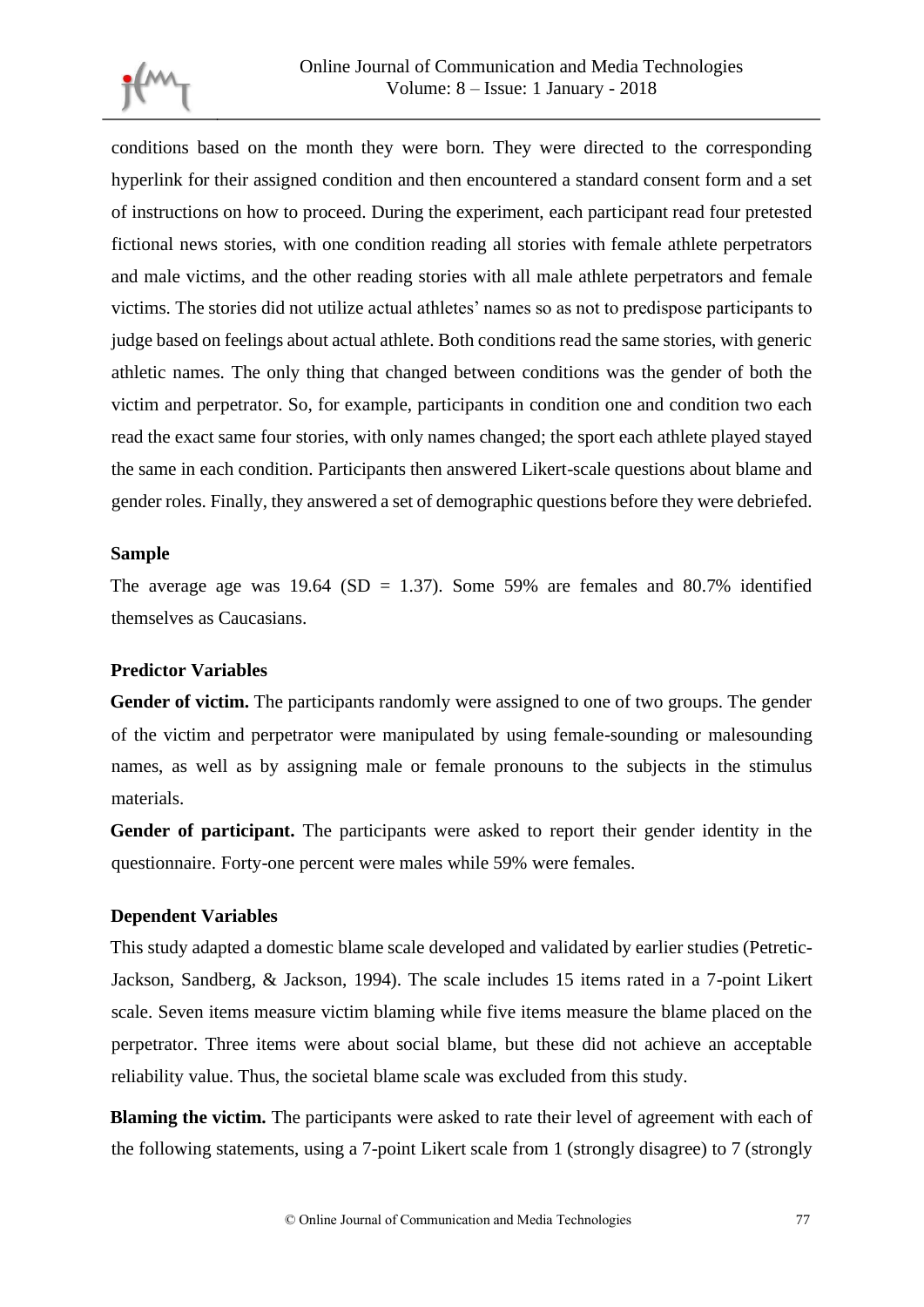conditions based on the month they were born. They were directed to the corresponding hyperlink for their assigned condition and then encountered a standard consent form and a set of instructions on how to proceed. During the experiment, each participant read four pretested fictional news stories, with one condition reading all stories with female athlete perpetrators and male victims, and the other reading stories with all male athlete perpetrators and female victims. The stories did not utilize actual athletes' names so as not to predispose participants to judge based on feelings about actual athlete. Both conditions read the same stories, with generic athletic names. The only thing that changed between conditions was the gender of both the victim and perpetrator. So, for example, participants in condition one and condition two each read the exact same four stories, with only names changed; the sport each athlete played stayed the same in each condition. Participants then answered Likert-scale questions about blame and gender roles. Finally, they answered a set of demographic questions before they were debriefed.

**Sample**

The average age was 19.64 (SD = 1.37). Some 59% are females and 80.7% identified themselves as Caucasians.

**Predictor Variables**

**Gender of victim.** The participants randomly were assigned to one of two groups. The gender of the victim and perpetrator were manipulated by using female-sounding or malesounding names, as well as by assigning male or female pronouns to the subjects in the stimulus materials.

**Gender of participant.** The participants were asked to report their gender identity in the questionnaire. Forty-one percent were males while 59% were females.

**Dependent Variables**

This study adapted a domestic blame scale developed and validated by earlier studies (Petretic-Jackson, Sandberg, & Jackson, 1994). The scale includes 15 items rated in a 7-point Likert scale. Seven items measure victim blaming while five items measure the blame placed on the perpetrator. Three items were about social blame, but these did not achieve an acceptable reliability value. Thus, the societal blame scale was excluded from this study.

**Blaming the victim.** The participants were asked to rate their level of agreement with each of the following statements, using a 7-point Likert scale from 1 (strongly disagree) to 7 (strongly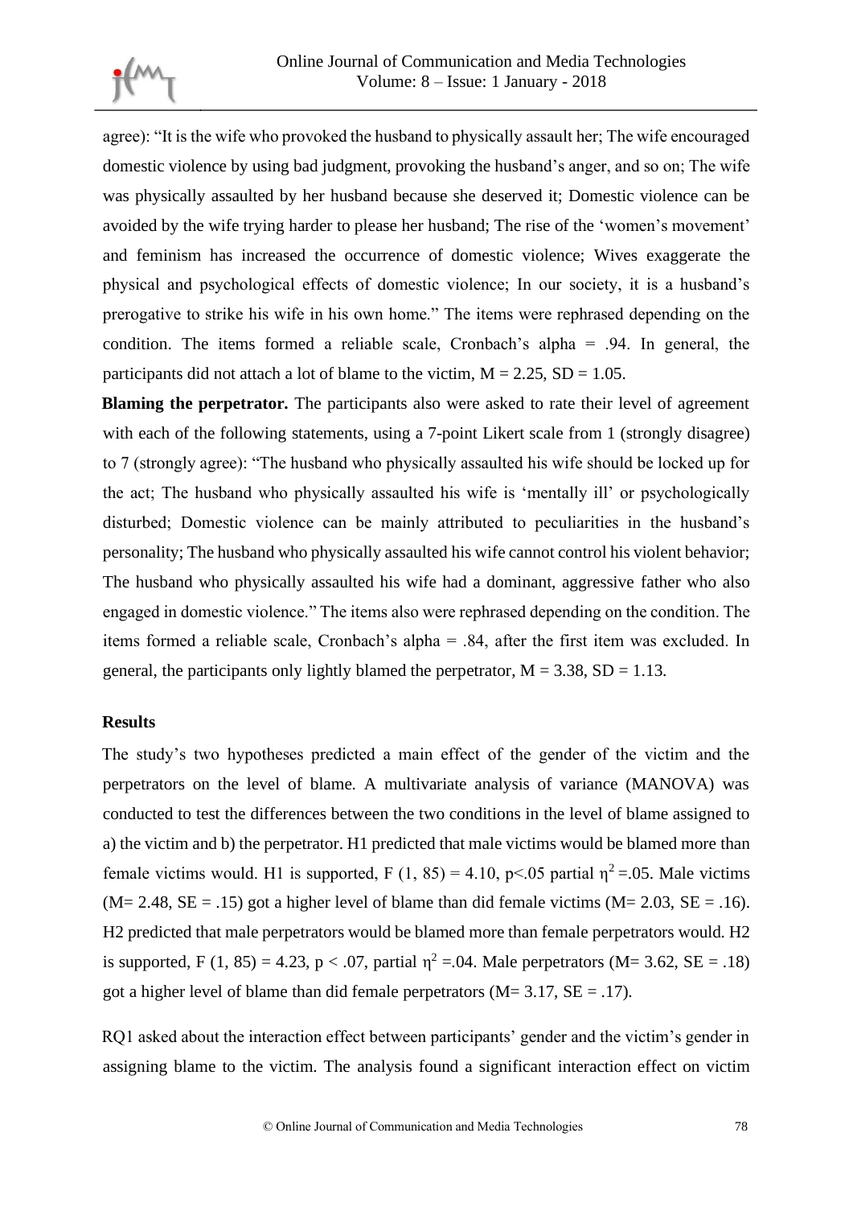agree): “It is the wife who provoked the husband to physically assault her; The wife encouraged domestic violence by using bad judgment, provoking the husband’s anger, and so on; The wife was physically assaulted by her husband because she deserved it; Domestic violence can be avoided by the wife trying harder to please her husband; The rise of the ‘women’s movement’ and feminism has increased the occurrence of domestic violence; Wives exaggerate the physical and psychological effects of domestic violence; In our society, it is a husband’s prerogative to strike his wife in his own home.” The items were rephrased depending on the condition. The items formed a reliable scale, Cronbach’s alpha = .94. In general, the participants did not attach a lot of blame to the victim, M = 2.25, SD = 1.05.

**Blaming the perpetrator.** The participants also were asked to rate their level of agreement with each of the following statements, using a 7-point Likert scale from 1 (strongly disagree) to 7 (strongly agree): “The husband who physically assaulted his wife should be locked up for the act; The husband who physically assaulted his wife is ‘mentally ill’ or psychologically disturbed; Domestic violence can be mainly attributed to peculiarities in the husband’s personality; The husband who physically assaulted his wife cannot control his violent behavior; The husband who physically assaulted his wife had a dominant, aggressive father who also engaged in domestic violence.” The items also were rephrased depending on the condition. The items formed a reliable scale, Cronbach’s alpha = .84, after the first item was excluded. In general, the participants only lightly blamed the perpetrator, M = 3.38, SD = 1.13.

## Results

The study’s two hypotheses predicted a main effect of the gender of the victim and the perpetrators on the level of blame. A multivariate analysis of variance (MANOVA) was conducted to test the differences between the two conditions in the level of blame assigned to a) the victim and b) the perpetrator. H1 predicted that male victims would be blamed more than female victims would. H1 is supported, $F(1, 85) = 4.10$, $p<.05$ partial $\eta^2 =.05$. Male victims (M= 2.48, SE = .15) got a higher level of blame than did female victims (M= 2.03, SE = .16). H2 predicted that male perpetrators would be blamed more than female perpetrators would. H2 is supported, $F(1, 85) = 4.23$, $p < .07$, partial $\eta^2 =.04$. Male perpetrators (M= 3.62, SE = .18) got a higher level of blame than did female perpetrators (M= 3.17, SE = .17).

RQ1 asked about the interaction effect between participants’ gender and the victim’s gender in assigning blame to the victim. The analysis found a significant interaction effect on victim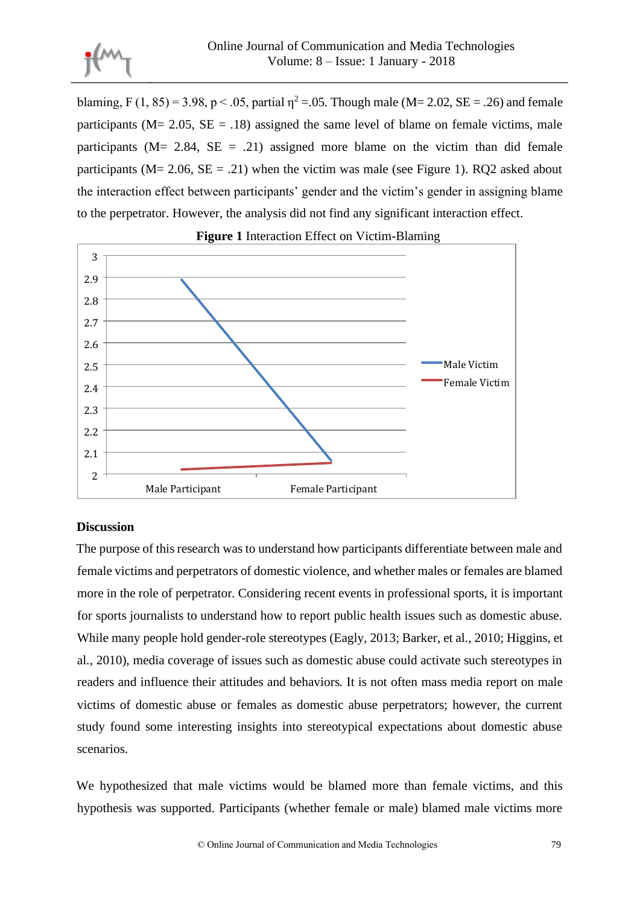blaming, $F(1, 85) = 3.98$, $p < .05$, partial $\eta^2 = .05$. Though male ($M = 2.02$, $SE = .26$) and female participants ($M = 2.05$, $SE = .18$) assigned the same level of blame on female victims, male participants ($M = 2.84$, $SE = .21$) assigned more blame on the victim than did female participants ($M = 2.06$, $SE = .21$) when the victim was male (see Figure 1). RQ2 asked about the interaction effect between participants' gender and the victim's gender in assigning blame to the perpetrator. However, the analysis did not find any significant interaction effect.

**Figure 1** Interaction Effect on Victim-Blaming

3
2.9
2.8
2.7
2.6
2.5
2.4
2.3
2.2
2.1
2

Male Participant
Female Participant

Male Victim
Female Victim

## Discussion

The purpose of this research was to understand how participants differentiate between male and female victims and perpetrators of domestic violence, and whether males or females are blamed more in the role of perpetrator. Considering recent events in professional sports, it is important for sports journalists to understand how to report public health issues such as domestic abuse. While many people hold gender-role stereotypes (Eagly, 2013; Barker, et al., 2010; Higgins, et al., 2010), media coverage of issues such as domestic abuse could activate such stereotypes in readers and influence their attitudes and behaviors. It is not often mass media report on male victims of domestic abuse or females as domestic abuse perpetrators; however, the current study found some interesting insights into stereotypical expectations about domestic abuse scenarios.

We hypothesized that male victims would be blamed more than female victims, and this hypothesis was supported. Participants (whether female or male) blamed male victims more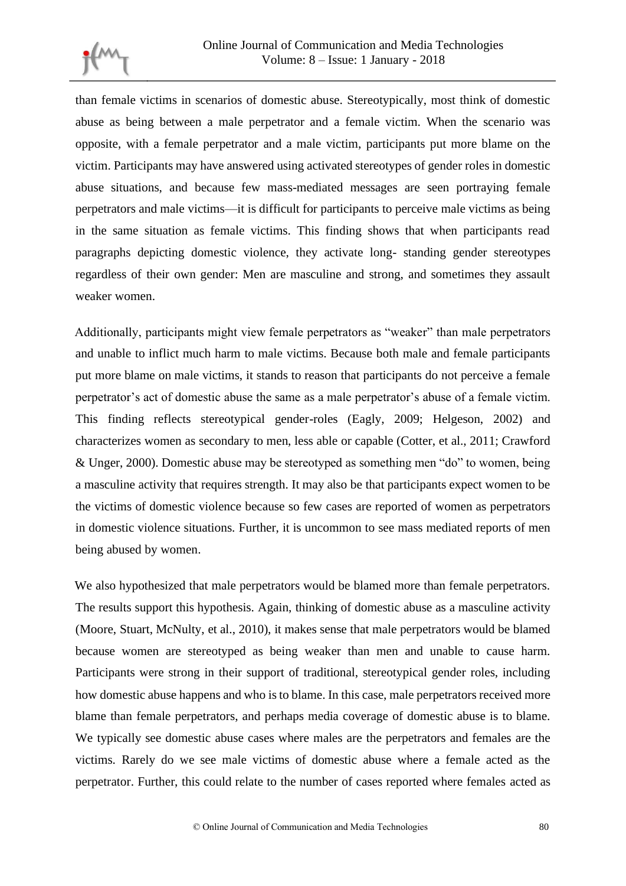than female victims in scenarios of domestic abuse. Stereotypically, most think of domestic abuse as being between a male perpetrator and a female victim. When the scenario was opposite, with a female perpetrator and a male victim, participants put more blame on the victim. Participants may have answered using activated stereotypes of gender roles in domestic abuse situations, and because few mass-mediated messages are seen portraying female perpetrators and male victims—it is difficult for participants to perceive male victims as being in the same situation as female victims. This finding shows that when participants read paragraphs depicting domestic violence, they activate long- standing gender stereotypes regardless of their own gender: Men are masculine and strong, and sometimes they assault weaker women.

Additionally, participants might view female perpetrators as "weaker" than male perpetrators and unable to inflict much harm to male victims. Because both male and female participants put more blame on male victims, it stands to reason that participants do not perceive a female perpetrator's act of domestic abuse the same as a male perpetrator's abuse of a female victim. This finding reflects stereotypical gender-roles (Eagly, 2009; Helgeson, 2002) and characterizes women as secondary to men, less able or capable (Cotter, et al., 2011; Crawford & Unger, 2000). Domestic abuse may be stereotyped as something men "do" to women, being a masculine activity that requires strength. It may also be that participants expect women to be the victims of domestic violence because so few cases are reported of women as perpetrators in domestic violence situations. Further, it is uncommon to see mass mediated reports of men being abused by women.

We also hypothesized that male perpetrators would be blamed more than female perpetrators. The results support this hypothesis. Again, thinking of domestic abuse as a masculine activity (Moore, Stuart, McNulty, et al., 2010), it makes sense that male perpetrators would be blamed because women are stereotyped as being weaker than men and unable to cause harm. Participants were strong in their support of traditional, stereotypical gender roles, including how domestic abuse happens and who is to blame. In this case, male perpetrators received more blame than female perpetrators, and perhaps media coverage of domestic abuse is to blame. We typically see domestic abuse cases where males are the perpetrators and females are the victims. Rarely do we see male victims of domestic abuse where a female acted as the perpetrator. Further, this could relate to the number of cases reported where females acted as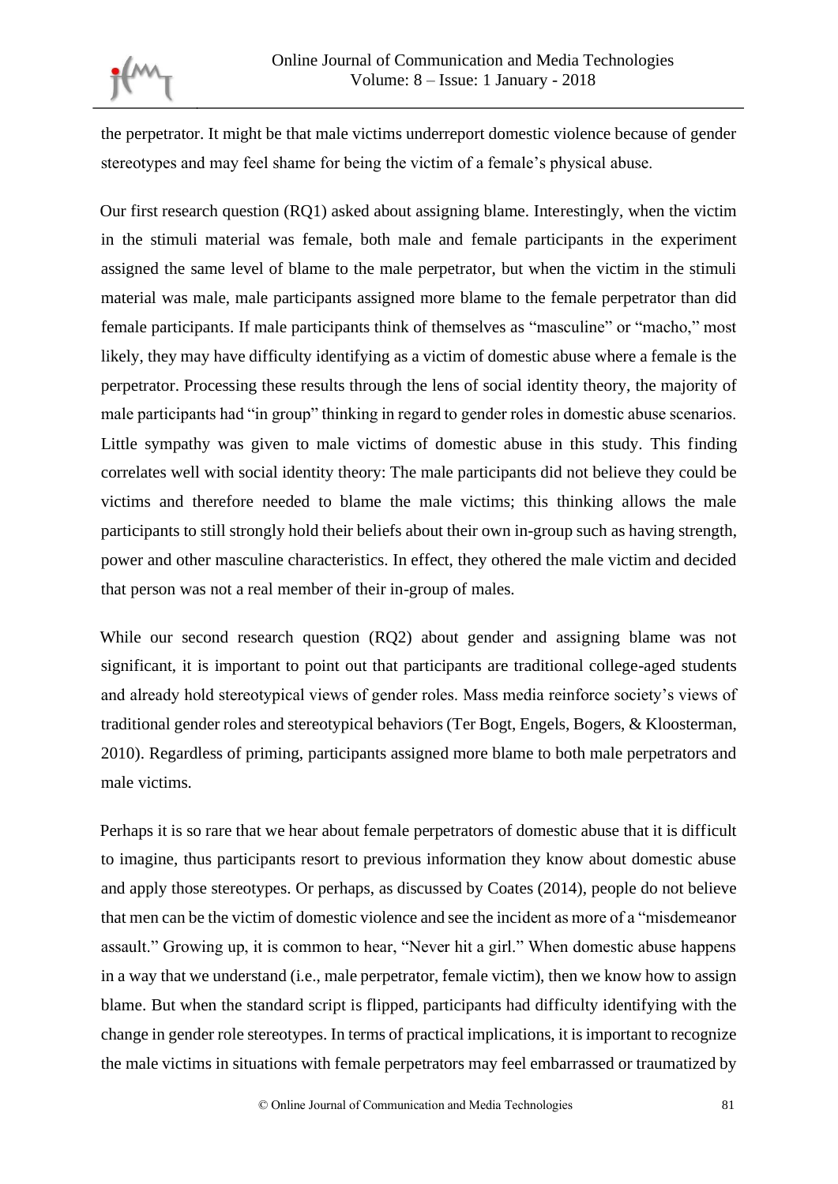the perpetrator. It might be that male victims underreport domestic violence because of gender stereotypes and may feel shame for being the victim of a female's physical abuse.

Our first research question (RQ1) asked about assigning blame. Interestingly, when the victim in the stimuli material was female, both male and female participants in the experiment assigned the same level of blame to the male perpetrator, but when the victim in the stimuli material was male, male participants assigned more blame to the female perpetrator than did female participants. If male participants think of themselves as "masculine" or "macho," most likely, they may have difficulty identifying as a victim of domestic abuse where a female is the perpetrator. Processing these results through the lens of social identity theory, the majority of male participants had "in group" thinking in regard to gender roles in domestic abuse scenarios. Little sympathy was given to male victims of domestic abuse in this study. This finding correlates well with social identity theory: The male participants did not believe they could be victims and therefore needed to blame the male victims; this thinking allows the male participants to still strongly hold their beliefs about their own in-group such as having strength, power and other masculine characteristics. In effect, they othered the male victim and decided that person was not a real member of their in-group of males.

While our second research question (RQ2) about gender and assigning blame was not significant, it is important to point out that participants are traditional college-aged students and already hold stereotypical views of gender roles. Mass media reinforce society's views of traditional gender roles and stereotypical behaviors (Ter Bogt, Engels, Bogers, & Kloosterman, 2010). Regardless of priming, participants assigned more blame to both male perpetrators and male victims.

Perhaps it is so rare that we hear about female perpetrators of domestic abuse that it is difficult to imagine, thus participants resort to previous information they know about domestic abuse and apply those stereotypes. Or perhaps, as discussed by Coates (2014), people do not believe that men can be the victim of domestic violence and see the incident as more of a "misdemeanor assault." Growing up, it is common to hear, "Never hit a girl." When domestic abuse happens in a way that we understand (i.e., male perpetrator, female victim), then we know how to assign blame. But when the standard script is flipped, participants had difficulty identifying with the change in gender role stereotypes. In terms of practical implications, it is important to recognize the male victims in situations with female perpetrators may feel embarrassed or traumatized by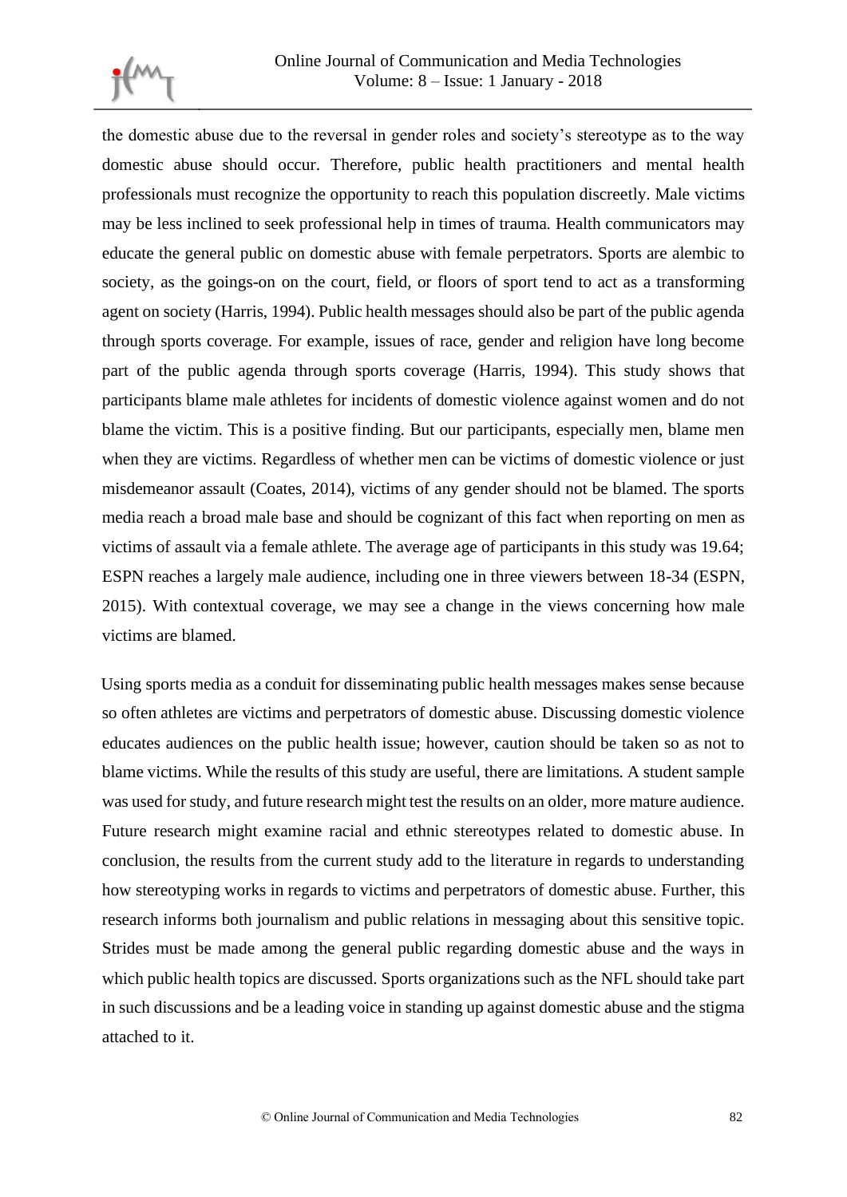the domestic abuse due to the reversal in gender roles and society's stereotype as to the way domestic abuse should occur. Therefore, public health practitioners and mental health professionals must recognize the opportunity to reach this population discreetly. Male victims may be less inclined to seek professional help in times of trauma. Health communicators may educate the general public on domestic abuse with female perpetrators. Sports are alembic to society, as the goings-on on the court, field, or floors of sport tend to act as a transforming agent on society (Harris, 1994). Public health messages should also be part of the public agenda through sports coverage. For example, issues of race, gender and religion have long become part of the public agenda through sports coverage (Harris, 1994). This study shows that participants blame male athletes for incidents of domestic violence against women and do not blame the victim. This is a positive finding. But our participants, especially men, blame men when they are victims. Regardless of whether men can be victims of domestic violence or just misdemeanor assault (Coates, 2014), victims of any gender should not be blamed. The sports media reach a broad male base and should be cognizant of this fact when reporting on men as victims of assault via a female athlete. The average age of participants in this study was 19.64; ESPN reaches a largely male audience, including one in three viewers between 18-34 (ESPN, 2015). With contextual coverage, we may see a change in the views concerning how male victims are blamed.

Using sports media as a conduit for disseminating public health messages makes sense because so often athletes are victims and perpetrators of domestic abuse. Discussing domestic violence educates audiences on the public health issue; however, caution should be taken so as not to blame victims. While the results of this study are useful, there are limitations. A student sample was used for study, and future research might test the results on an older, more mature audience. Future research might examine racial and ethnic stereotypes related to domestic abuse. In conclusion, the results from the current study add to the literature in regards to understanding how stereotyping works in regards to victims and perpetrators of domestic abuse. Further, this research informs both journalism and public relations in messaging about this sensitive topic. Strides must be made among the general public regarding domestic abuse and the ways in which public health topics are discussed. Sports organizations such as the NFL should take part in such discussions and be a leading voice in standing up against domestic abuse and the stigma attached to it.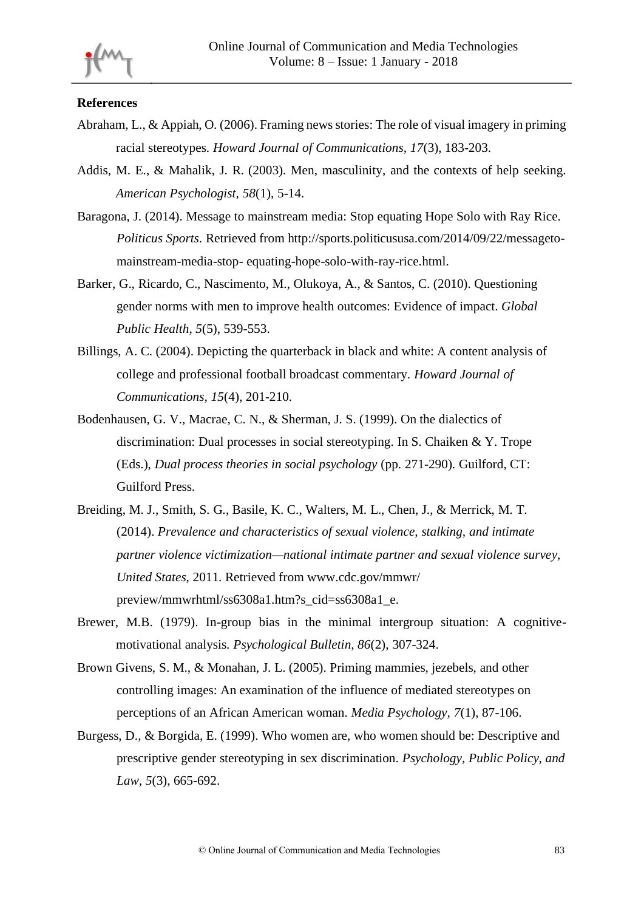**References**

Abraham, L., & Appiah, O. (2006). Framing news stories: The role of visual imagery in priming racial stereotypes. *Howard Journal of Communications*, *17*(3), 183-203.

Addis, M. E., & Mahalik, J. R. (2003). Men, masculinity, and the contexts of help seeking. *American Psychologist*, *58*(1), 5-14.

Baragona, J. (2014). Message to mainstream media: Stop equating Hope Solo with Ray Rice. *Politicus Sports*. Retrieved from http://sports.politicususa.com/2014/09/22/messageto-mainstream-media-stop- equating-hope-solo-with-ray-rice.html.

Barker, G., Ricardo, C., Nascimento, M., Olukoya, A., & Santos, C. (2010). Questioning gender norms with men to improve health outcomes: Evidence of impact. *Global Public Health*, *5*(5), 539-553.

Billings, A. C. (2004). Depicting the quarterback in black and white: A content analysis of college and professional football broadcast commentary. *Howard Journal of Communications*, *15*(4), 201-210.

Bodenhausen, G. V., Macrae, C. N., & Sherman, J. S. (1999). On the dialectics of discrimination: Dual processes in social stereotyping. In S. Chaiken & Y. Trope (Eds.), *Dual process theories in social psychology* (pp. 271-290). Guilford, CT: Guilford Press.

Breiding, M. J., Smith, S. G., Basile, K. C., Walters, M. L., Chen, J., & Merrick, M. T. (2014). *Prevalence and characteristics of sexual violence, stalking, and intimate partner violence victimization—national intimate partner and sexual violence survey, United States*, 2011. Retrieved from www.cdc.gov/mmwr/ preview/mmwrhtml/ss6308a1.htm?s_cid=ss6308a1_e.

Brewer, M.B. (1979). In-group bias in the minimal intergroup situation: A cognitive-motivational analysis. *Psychological Bulletin, 86*(2), 307-324.

Brown Givens, S. M., & Monahan, J. L. (2005). Priming mammies, jezebels, and other controlling images: An examination of the influence of mediated stereotypes on perceptions of an African American woman. *Media Psychology*, *7*(1), 87-106.

Burgess, D., & Borgida, E. (1999). Who women are, who women should be: Descriptive and prescriptive gender stereotyping in sex discrimination. *Psychology, Public Policy, and Law*, *5*(3), 665-692.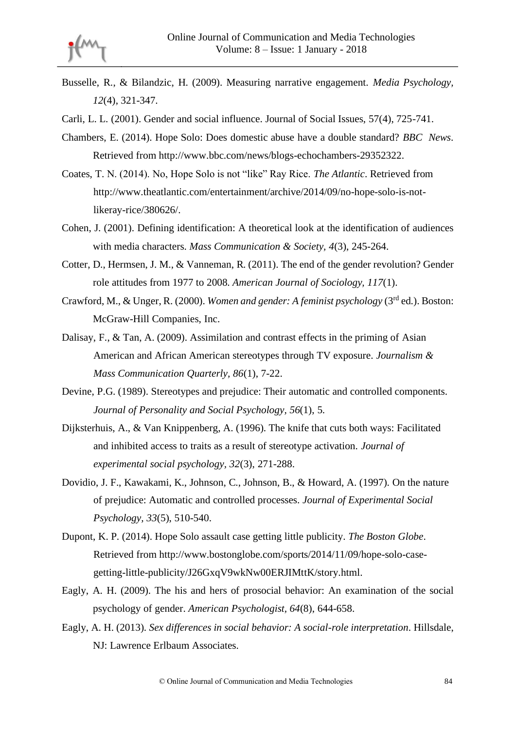Busselle, R., & Bilandzic, H. (2009). Measuring narrative engagement. *Media Psychology*, *12*(4), 321-347.

Carli, L. L. (2001). Gender and social influence. Journal of Social Issues, 57(4), 725-741.

Chambers, E. (2014). Hope Solo: Does domestic abuse have a double standard? *BBC News*. Retrieved from http://www.bbc.com/news/blogs-echochambers-29352322.

Coates, T. N. (2014). No, Hope Solo is not "like" Ray Rice. *The Atlantic*. Retrieved from http://www.theatlantic.com/entertainment/archive/2014/09/no-hope-solo-is-not-likeray-rice/380626/.

Cohen, J. (2001). Defining identification: A theoretical look at the identification of audiences with media characters. *Mass Communication & Society*, *4*(3), 245-264.

Cotter, D., Hermsen, J. M., & Vanneman, R. (2011). The end of the gender revolution? Gender role attitudes from 1977 to 2008. *American Journal of Sociology*, *117*(1).

Crawford, M., & Unger, R. (2000). *Women and gender: A feminist psychology* (3rd ed.). Boston: McGraw-Hill Companies, Inc.

Dalisay, F., & Tan, A. (2009). Assimilation and contrast effects in the priming of Asian American and African American stereotypes through TV exposure. *Journalism & Mass Communication Quarterly*, *86*(1), 7-22.

Devine, P.G. (1989). Stereotypes and prejudice: Their automatic and controlled components. *Journal of Personality and Social Psychology*, *56*(1), 5.

Dijksterhuis, A., & Van Knippenberg, A. (1996). The knife that cuts both ways: Facilitated and inhibited access to traits as a result of stereotype activation. *Journal of experimental social psychology*, *32*(3), 271-288.

Dovidio, J. F., Kawakami, K., Johnson, C., Johnson, B., & Howard, A. (1997). On the nature of prejudice: Automatic and controlled processes. *Journal of Experimental Social Psychology*, *33*(5), 510-540.

Dupont, K. P. (2014). Hope Solo assault case getting little publicity. *The Boston Globe*. Retrieved from http://www.bostonglobe.com/sports/2014/11/09/hope-solo-case-getting-little-publicity/J26GxqV9wkNw00ERJIMttK/story.html.

Eagly, A. H. (2009). The his and hers of prosocial behavior: An examination of the social psychology of gender. *American Psychologist*, *64*(8), 644-658.

Eagly, A. H. (2013). *Sex differences in social behavior: A social-role interpretation*. Hillsdale, NJ: Lawrence Erlbaum Associates.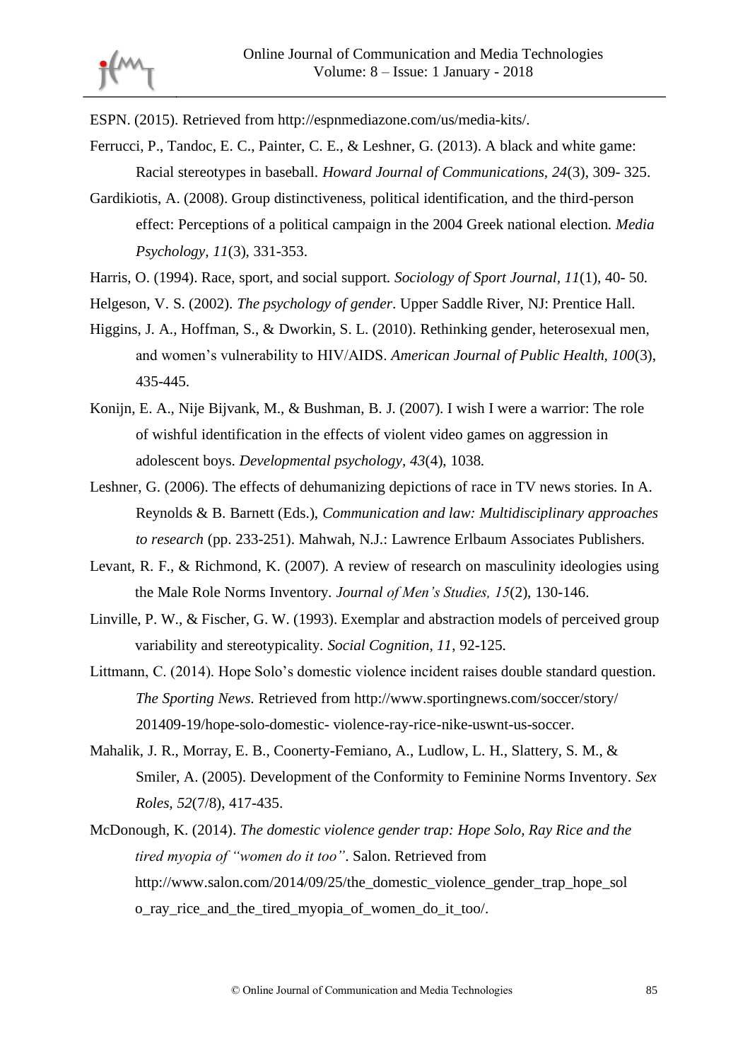ESPN. (2015). Retrieved from http://espnmediazone.com/us/media-kits/.

Ferrucci, P., Tandoc, E. C., Painter, C. E., & Leshner, G. (2013). A black and white game: Racial stereotypes in baseball. *Howard Journal of Communications*, *24*(3), 309- 325.

Gardikiotis, A. (2008). Group distinctiveness, political identification, and the third-person effect: Perceptions of a political campaign in the 2004 Greek national election. *Media Psychology*, *11*(3), 331-353.

Harris, O. (1994). Race, sport, and social support. *Sociology of Sport Journal*, *11*(1), 40- 50.

Helgeson, V. S. (2002). *The psychology of gender*. Upper Saddle River, NJ: Prentice Hall.

Higgins, J. A., Hoffman, S., & Dworkin, S. L. (2010). Rethinking gender, heterosexual men, and women's vulnerability to HIV/AIDS. *American Journal of Public Health, 100*(3), 435-445.

Konijn, E. A., Nije Bijvank, M., & Bushman, B. J. (2007). I wish I were a warrior: The role of wishful identification in the effects of violent video games on aggression in adolescent boys. *Developmental psychology*, *43*(4), 1038.

Leshner, G. (2006). The effects of dehumanizing depictions of race in TV news stories. In A. Reynolds & B. Barnett (Eds.), *Communication and law: Multidisciplinary approaches to research* (pp. 233-251). Mahwah, N.J.: Lawrence Erlbaum Associates Publishers.

Levant, R. F., & Richmond, K. (2007). A review of research on masculinity ideologies using the Male Role Norms Inventory. *Journal of Men's Studies, 15*(2), 130-146.

Linville, P. W., & Fischer, G. W. (1993). Exemplar and abstraction models of perceived group variability and stereotypicality. *Social Cognition*, *11*, 92-125.

Littmann, C. (2014). Hope Solo's domestic violence incident raises double standard question. *The Sporting News.* Retrieved from http://www.sportingnews.com/soccer/story/201409-19/hope-solo-domestic- violence-ray-rice-nike-uswnt-us-soccer.

Mahalik, J. R., Morray, E. B., Coonerty-Femiano, A., Ludlow, L. H., Slattery, S. M., & Smiler, A. (2005). Development of the Conformity to Feminine Norms Inventory. *Sex Roles, 52*(7/8), 417-435.

McDonough, K. (2014). *The domestic violence gender trap: Hope Solo, Ray Rice and the tired myopia of "women do it too"*. Salon. Retrieved from http://www.salon.com/2014/09/25/the_domestic_violence_gender_trap_hope_solo_ray_rice_and_the_tired_myopia_of_women_do_it_too/.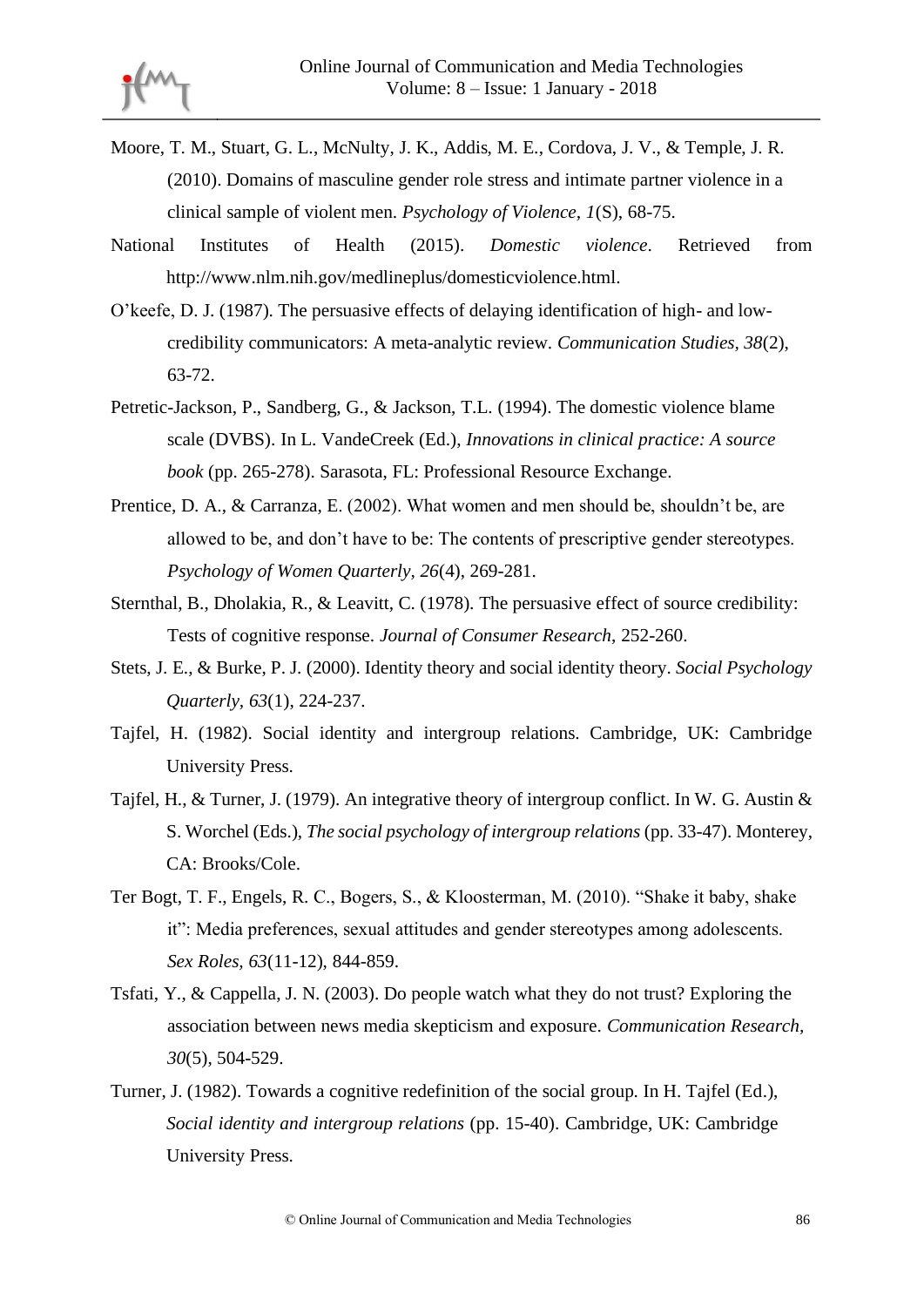Moore, T. M., Stuart, G. L., McNulty, J. K., Addis, M. E., Cordova, J. V., & Temple, J. R. (2010). Domains of masculine gender role stress and intimate partner violence in a clinical sample of violent men. *Psychology of Violence*, *1*(S), 68-75.

National Institutes of Health (2015). *Domestic violence*. Retrieved from http://www.nlm.nih.gov/medlineplus/domesticviolence.html.

O'keefe, D. J. (1987). The persuasive effects of delaying identification of high- and low-credibility communicators: A meta-analytic review. *Communication Studies, 38*(2), 63-72.

Petretic-Jackson, P., Sandberg, G., & Jackson, T.L. (1994). The domestic violence blame scale (DVBS). In L. VandeCreek (Ed.), *Innovations in clinical practice: A source book* (pp. 265-278). Sarasota, FL: Professional Resource Exchange.

Prentice, D. A., & Carranza, E. (2002). What women and men should be, shouldn't be, are allowed to be, and don't have to be: The contents of prescriptive gender stereotypes. *Psychology of Women Quarterly, 26*(4), 269-281.

Sternthal, B., Dholakia, R., & Leavitt, C. (1978). The persuasive effect of source credibility: Tests of cognitive response. *Journal of Consumer Research*, 252-260.

Stets, J. E., & Burke, P. J. (2000). Identity theory and social identity theory. *Social Psychology Quarterly, 63*(1), 224-237.

Tajfel, H. (1982). Social identity and intergroup relations. Cambridge, UK: Cambridge University Press.

Tajfel, H., & Turner, J. (1979). An integrative theory of intergroup conflict. In W. G. Austin & S. Worchel (Eds.), *The social psychology of intergroup relations* (pp. 33-47). Monterey, CA: Brooks/Cole.

Ter Bogt, T. F., Engels, R. C., Bogers, S., & Kloosterman, M. (2010). "Shake it baby, shake it": Media preferences, sexual attitudes and gender stereotypes among adolescents. *Sex Roles, 63*(11-12), 844-859.

Tsfati, Y., & Cappella, J. N. (2003). Do people watch what they do not trust? Exploring the association between news media skepticism and exposure. *Communication Research, 30*(5), 504-529.

Turner, J. (1982). Towards a cognitive redefinition of the social group. In H. Tajfel (Ed.), *Social identity and intergroup relations* (pp. 15-40). Cambridge, UK: Cambridge University Press.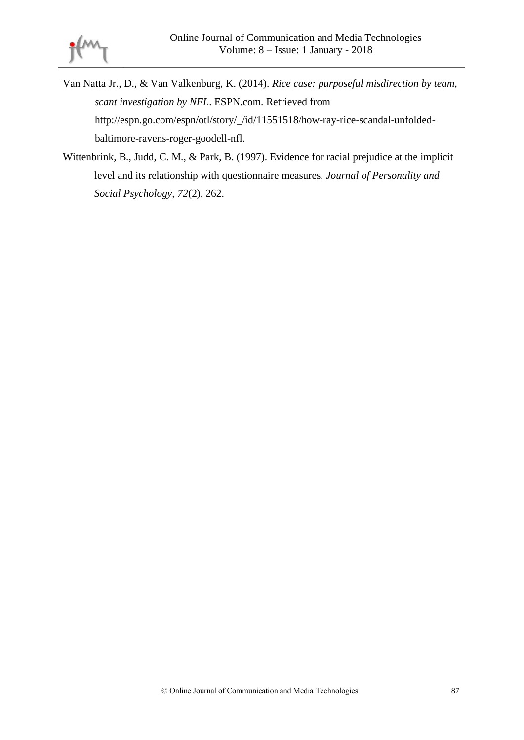Van Natta Jr., D., & Van Valkenburg, K. (2014). *Rice case: purposeful misdirection by team, scant investigation by NFL*. ESPN.com. Retrieved from http://espn.go.com/espn/otl/story/_/id/11551518/how-ray-rice-scandal-unfolded-baltimore-ravens-roger-goodell-nfl.

Wittenbrink, B., Judd, C. M., & Park, B. (1997). Evidence for racial prejudice at the implicit level and its relationship with questionnaire measures. *Journal of Personality and Social Psychology, 72*(2), 262.